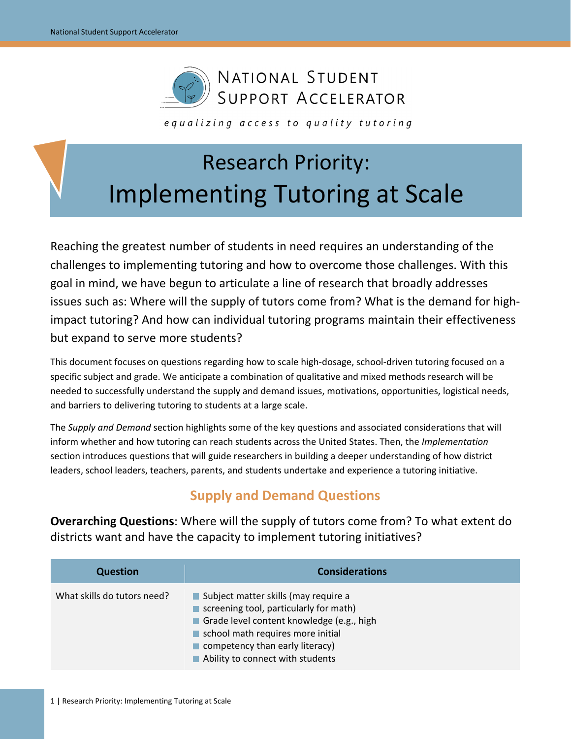National Student Support Accelerator

*equalizing access to quality tutoring*

# Research Priority: Implementing Tutoring at Scale

Reaching the greatest number of students in need requires an understanding of the challenges to implementing tutoring and how to overcome those challenges. With this goal in mind, we have begun to articulate a line of research that broadly addresses issues such as: Where will the supply of tutors come from? What is the demand for high-impact tutoring? And how can individual tutoring programs maintain their effectiveness but expand to serve more students?

This document focuses on questions regarding how to scale high-dosage, school-driven tutoring focused on a specific subject and grade. We anticipate a combination of qualitative and mixed methods research will be needed to successfully understand the supply and demand issues, motivations, opportunities, logistical needs, and barriers to delivering tutoring to students at a large scale.

The *Supply and Demand* section highlights some of the key questions and associated considerations that will inform whether and how tutoring can reach students across the United States. Then, the *Implementation* section introduces questions that will guide researchers in building a deeper understanding of how district leaders, school leaders, teachers, parents, and students undertake and experience a tutoring initiative.

## Supply and Demand Questions

**Overarching Questions**: Where will the supply of tutors come from? To what extent do districts want and have the capacity to implement tutoring initiatives?

| Question | Considerations |
|---|---|
| What skills do tutors need? | - Subject matter skills (may require a screening tool, particularly for math)<br>- Grade level content knowledge (e.g., high school math requires more initial competency than early literacy)<br>- Ability to connect with students |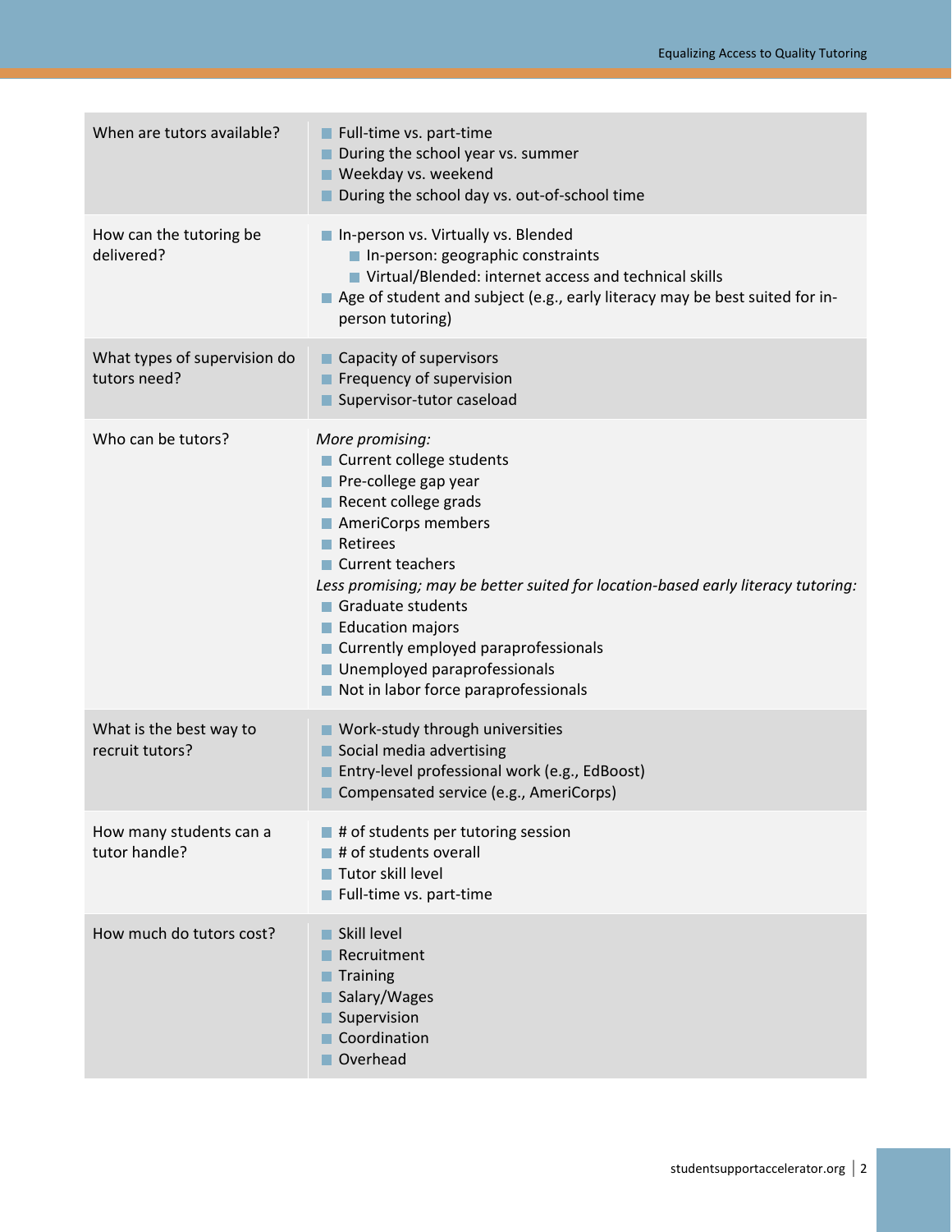| | |
|---|---|
| When are tutors available? | - Full-time vs. part-time<br>- During the school year vs. summer<br>- Weekday vs. weekend<br>- During the school day vs. out-of-school time |
| How can the tutoring be delivered? | - In-person vs. Virtually vs. Blended<br>&nbsp;&nbsp;- In-person: geographic constraints<br>&nbsp;&nbsp;- Virtual/Blended: internet access and technical skills<br>- Age of student and subject (e.g., early literacy may be best suited for in-person tutoring) |
| What types of supervision do tutors need? | - Capacity of supervisors<br>- Frequency of supervision<br>- Supervisor-tutor caseload |
| Who can be tutors? | *More promising:*<br>- Current college students<br>- Pre-college gap year<br>- Recent college grads<br>- AmeriCorps members<br>- Retirees<br>- Current teachers<br>*Less promising; may be better suited for location-based early literacy tutoring:*<br>- Graduate students<br>- Education majors<br>- Currently employed paraprofessionals<br>- Unemployed paraprofessionals<br>- Not in labor force paraprofessionals |
| What is the best way to recruit tutors? | - Work-study through universities<br>- Social media advertising<br>- Entry-level professional work (e.g., EdBoost)<br>- Compensated service (e.g., AmeriCorps) |
| How many students can a tutor handle? | - # of students per tutoring session<br>- # of students overall<br>- Tutor skill level<br>- Full-time vs. part-time |
| How much do tutors cost? | - Skill level<br>- Recruitment<br>- Training<br>- Salary/Wages<br>- Supervision<br>- Coordination<br>- Overhead |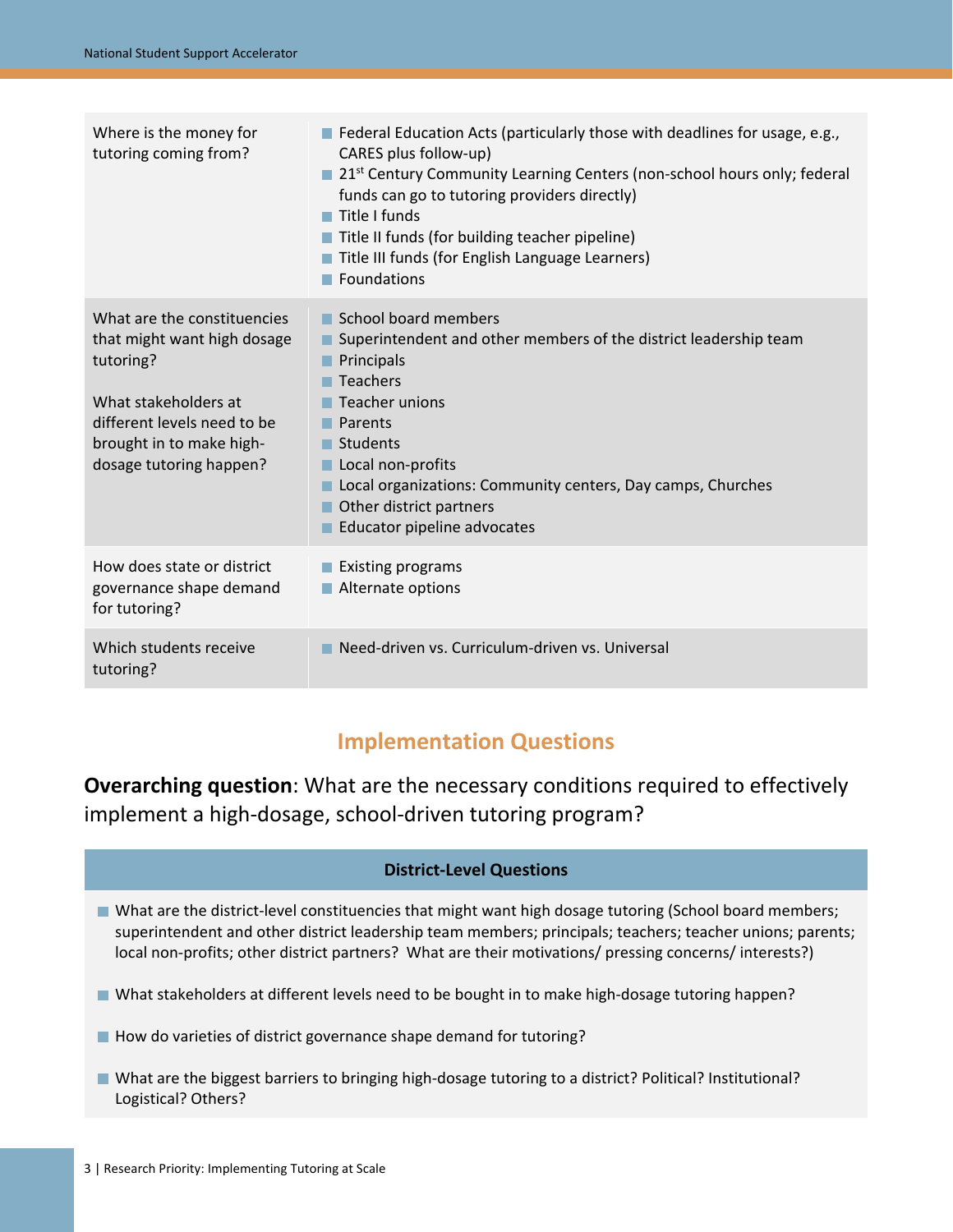| | |
|---|---|
| Where is the money for tutoring coming from? | ■ Federal Education Acts (particularly those with deadlines for usage, e.g., CARES plus follow-up)<br>■ 21st Century Community Learning Centers (non-school hours only; federal funds can go to tutoring providers directly)<br>■ Title I funds<br>■ Title II funds (for building teacher pipeline)<br>■ Title III funds (for English Language Learners)<br>■ Foundations |
| What are the constituencies that might want high dosage tutoring?<br><br>What stakeholders at different levels need to be brought in to make high-dosage tutoring happen? | ■ School board members<br>■ Superintendent and other members of the district leadership team<br>■ Principals<br>■ Teachers<br>■ Teacher unions<br>■ Parents<br>■ Students<br>■ Local non-profits<br>■ Local organizations: Community centers, Day camps, Churches<br>■ Other district partners<br>■ Educator pipeline advocates |
| How does state or district governance shape demand for tutoring? | ■ Existing programs<br>■ Alternate options |
| Which students receive tutoring? | ■ Need-driven vs. Curriculum-driven vs. Universal |

## Implementation Questions

**Overarching question**: What are the necessary conditions required to effectively implement a high-dosage, school-driven tutoring program?

### District-Level Questions

- What are the district-level constituencies that might want high dosage tutoring (School board members; superintendent and other district leadership team members; principals; teachers; teacher unions; parents; local non-profits; other district partners? What are their motivations/ pressing concerns/ interests?)
- What stakeholders at different levels need to be bought in to make high-dosage tutoring happen?
- How do varieties of district governance shape demand for tutoring?
- What are the biggest barriers to bringing high-dosage tutoring to a district? Political? Institutional? Logistical? Others?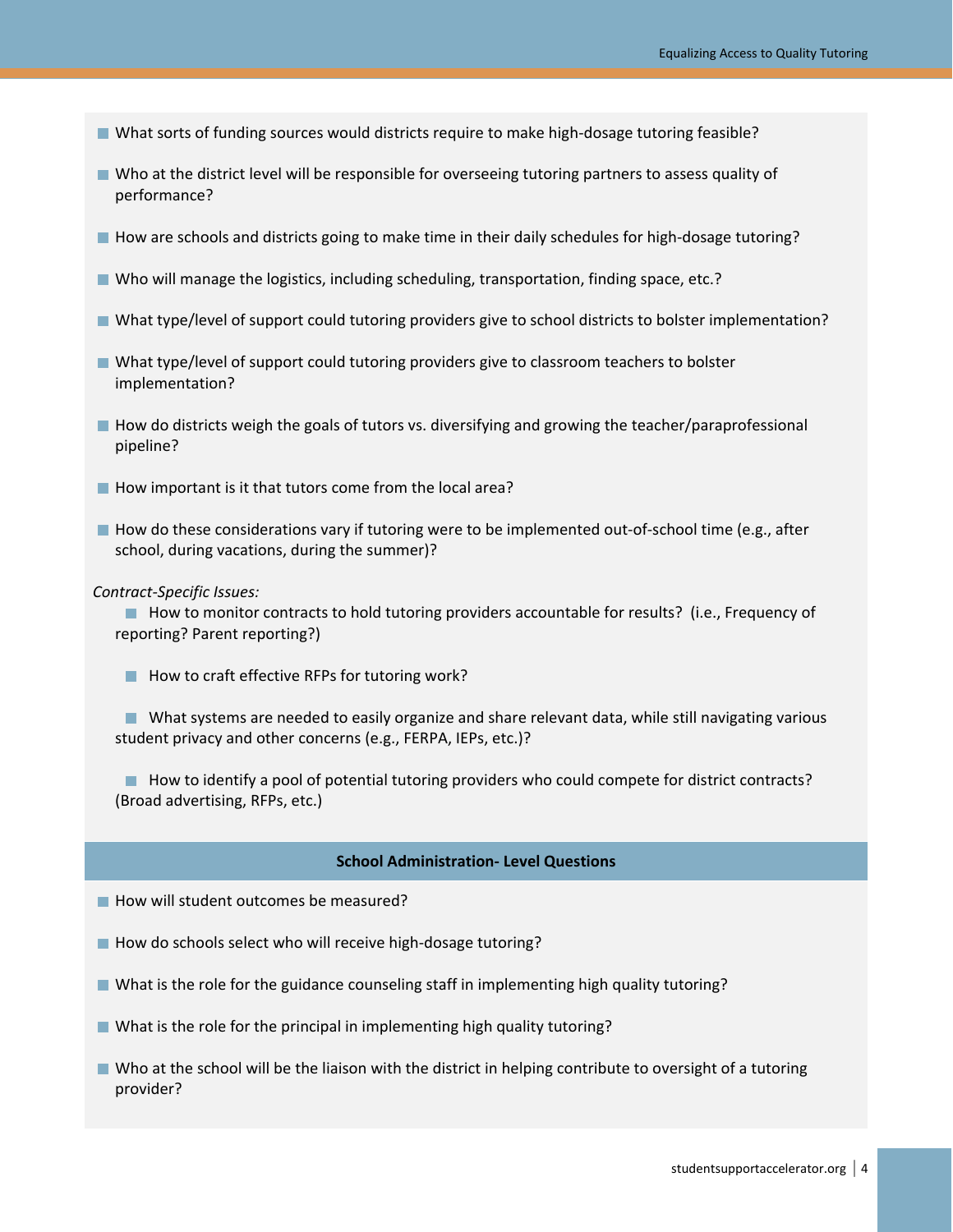- What sorts of funding sources would districts require to make high-dosage tutoring feasible?
- Who at the district level will be responsible for overseeing tutoring partners to assess quality of performance?
- How are schools and districts going to make time in their daily schedules for high-dosage tutoring?
- Who will manage the logistics, including scheduling, transportation, finding space, etc.?
- What type/level of support could tutoring providers give to school districts to bolster implementation?
- What type/level of support could tutoring providers give to classroom teachers to bolster implementation?
- How do districts weigh the goals of tutors vs. diversifying and growing the teacher/paraprofessional pipeline?
- How important is it that tutors come from the local area?
- How do these considerations vary if tutoring were to be implemented out-of-school time (e.g., after school, during vacations, during the summer)?

*Contract-Specific Issues:*

- How to monitor contracts to hold tutoring providers accountable for results? (i.e., Frequency of reporting? Parent reporting?)
- How to craft effective RFPs for tutoring work?
- What systems are needed to easily organize and share relevant data, while still navigating various student privacy and other concerns (e.g., FERPA, IEPs, etc.)?
- How to identify a pool of potential tutoring providers who could compete for district contracts? (Broad advertising, RFPs, etc.)

## School Administration- Level Questions

- How will student outcomes be measured?
- How do schools select who will receive high-dosage tutoring?
- What is the role for the guidance counseling staff in implementing high quality tutoring?
- What is the role for the principal in implementing high quality tutoring?
- Who at the school will be the liaison with the district in helping contribute to oversight of a tutoring provider?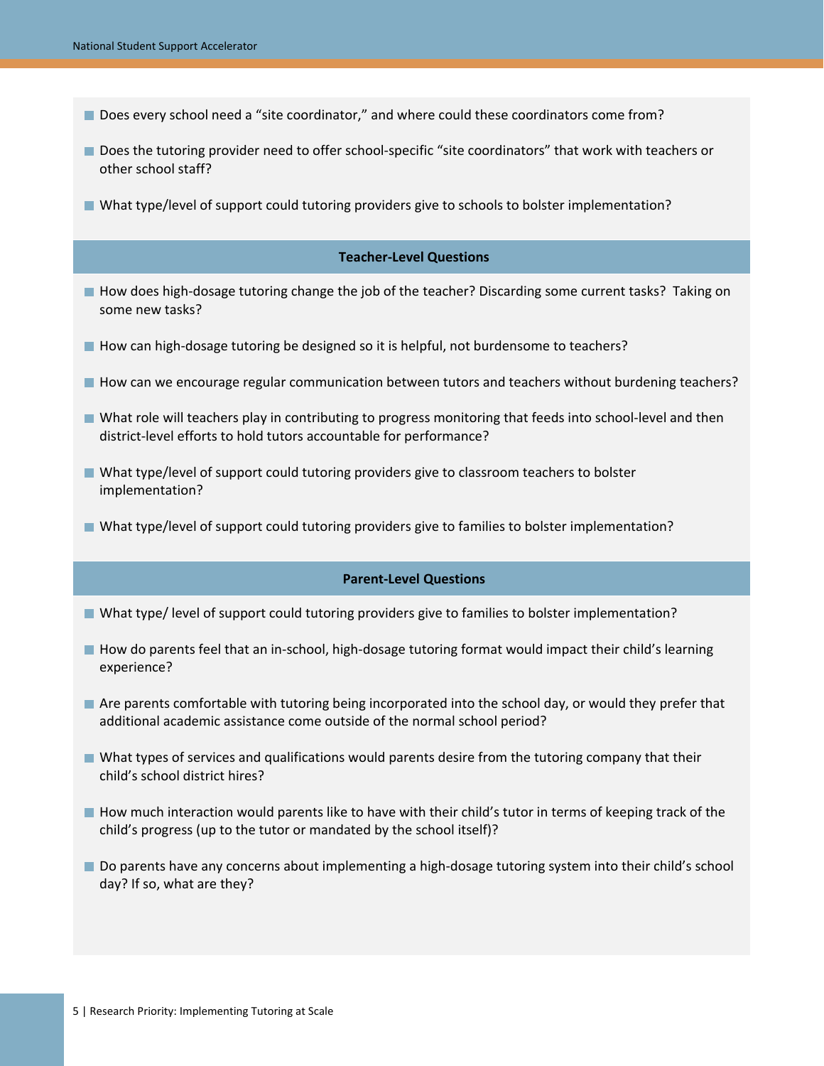- Does every school need a “site coordinator,” and where could these coordinators come from?
- Does the tutoring provider need to offer school-specific “site coordinators” that work with teachers or other school staff?
- What type/level of support could tutoring providers give to schools to bolster implementation?

**Teacher-Level Questions**

- How does high-dosage tutoring change the job of the teacher? Discarding some current tasks? Taking on some new tasks?
- How can high-dosage tutoring be designed so it is helpful, not burdensome to teachers?
- How can we encourage regular communication between tutors and teachers without burdening teachers?
- What role will teachers play in contributing to progress monitoring that feeds into school-level and then district-level efforts to hold tutors accountable for performance?
- What type/level of support could tutoring providers give to classroom teachers to bolster implementation?
- What type/level of support could tutoring providers give to families to bolster implementation?

**Parent-Level Questions**

- What type/ level of support could tutoring providers give to families to bolster implementation?
- How do parents feel that an in-school, high-dosage tutoring format would impact their child’s learning experience?
- Are parents comfortable with tutoring being incorporated into the school day, or would they prefer that additional academic assistance come outside of the normal school period?
- What types of services and qualifications would parents desire from the tutoring company that their child’s school district hires?
- How much interaction would parents like to have with their child’s tutor in terms of keeping track of the child’s progress (up to the tutor or mandated by the school itself)?
- Do parents have any concerns about implementing a high-dosage tutoring system into their child’s school day? If so, what are they?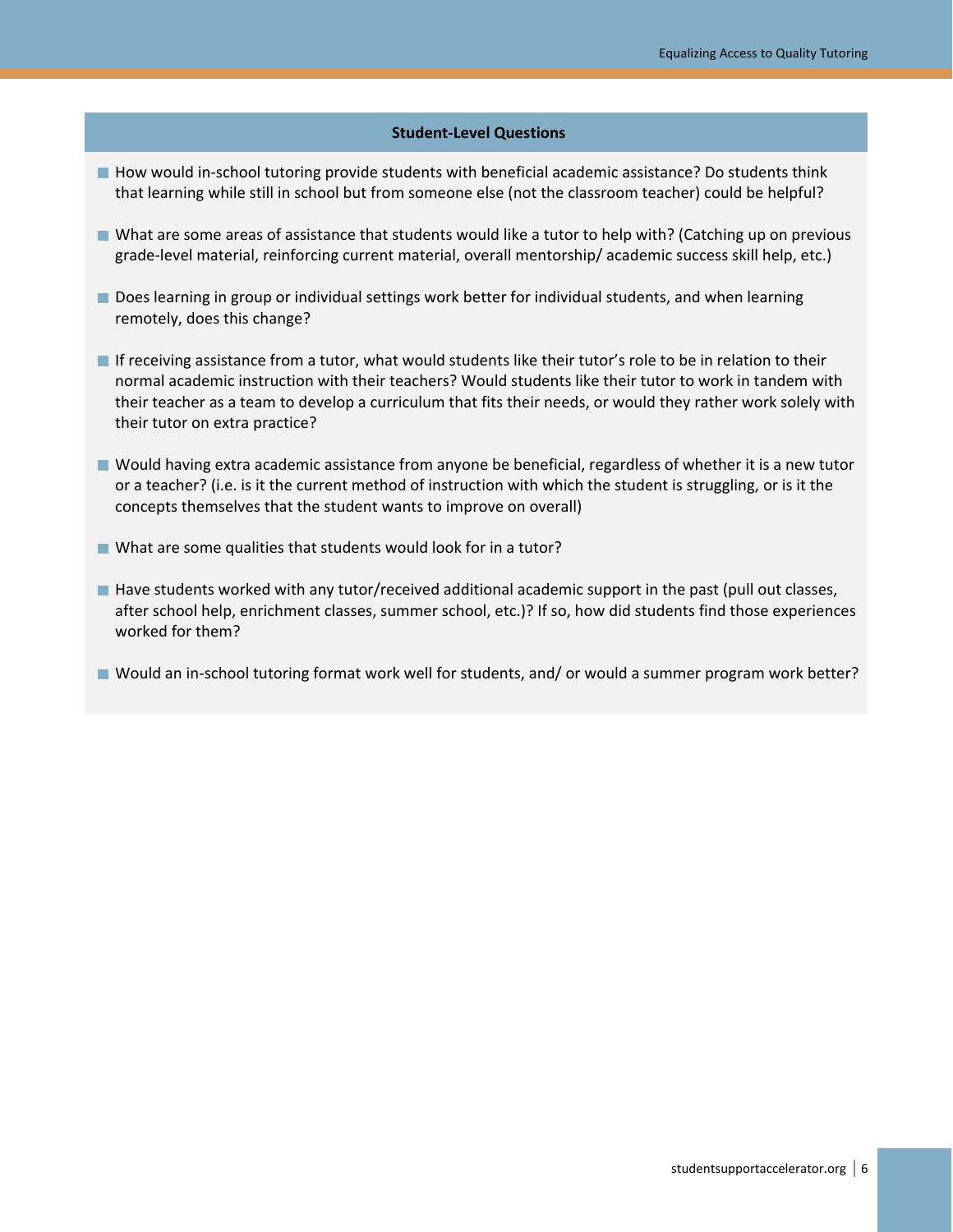### Student-Level Questions

- How would in-school tutoring provide students with beneficial academic assistance? Do students think that learning while still in school but from someone else (not the classroom teacher) could be helpful?
- What are some areas of assistance that students would like a tutor to help with? (Catching up on previous grade-level material, reinforcing current material, overall mentorship/ academic success skill help, etc.)
- Does learning in group or individual settings work better for individual students, and when learning remotely, does this change?
- If receiving assistance from a tutor, what would students like their tutor's role to be in relation to their normal academic instruction with their teachers? Would students like their tutor to work in tandem with their teacher as a team to develop a curriculum that fits their needs, or would they rather work solely with their tutor on extra practice?
- Would having extra academic assistance from anyone be beneficial, regardless of whether it is a new tutor or a teacher? (i.e. is it the current method of instruction with which the student is struggling, or is it the concepts themselves that the student wants to improve on overall)
- What are some qualities that students would look for in a tutor?
- Have students worked with any tutor/received additional academic support in the past (pull out classes, after school help, enrichment classes, summer school, etc.)? If so, how did students find those experiences worked for them?
- Would an in-school tutoring format work well for students, and/ or would a summer program work better?